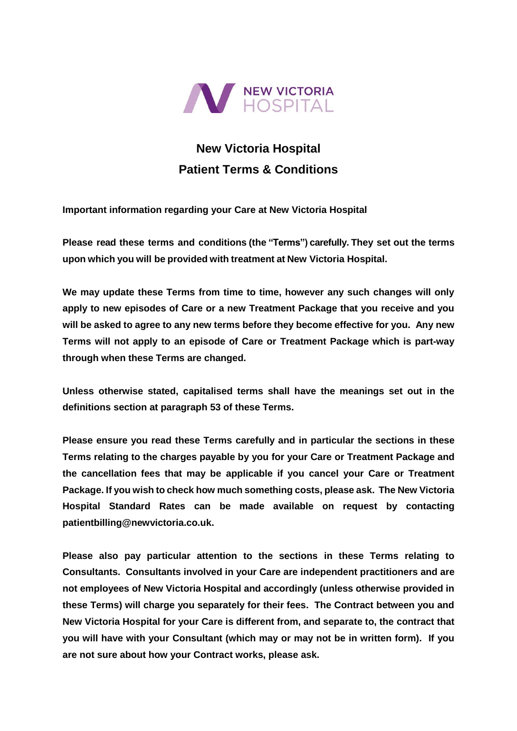# New Victoria Hospital
## Patient Terms & Conditions

**Important information regarding your Care at New Victoria Hospital**

**Please read these terms and conditions (the "Terms") carefully. They set out the terms upon which you will be provided with treatment at New Victoria Hospital.**

**We may update these Terms from time to time, however any such changes will only apply to new episodes of Care or a new Treatment Package that you receive and you will be asked to agree to any new terms before they become effective for you. Any new Terms will not apply to an episode of Care or Treatment Package which is part-way through when these Terms are changed.**

**Unless otherwise stated, capitalised terms shall have the meanings set out in the definitions section at paragraph 53 of these Terms.**

**Please ensure you read these Terms carefully and in particular the sections in these Terms relating to the charges payable by you for your Care or Treatment Package and the cancellation fees that may be applicable if you cancel your Care or Treatment Package. If you wish to check how much something costs, please ask. The New Victoria Hospital Standard Rates can be made available on request by contacting patientbilling@newvictoria.co.uk.**

**Please also pay particular attention to the sections in these Terms relating to Consultants. Consultants involved in your Care are independent practitioners and are not employees of New Victoria Hospital and accordingly (unless otherwise provided in these Terms) will charge you separately for their fees. The Contract between you and New Victoria Hospital for your Care is different from, and separate to, the contract that you will have with your Consultant (which may or may not be in written form). If you are not sure about how your Contract works, please ask.**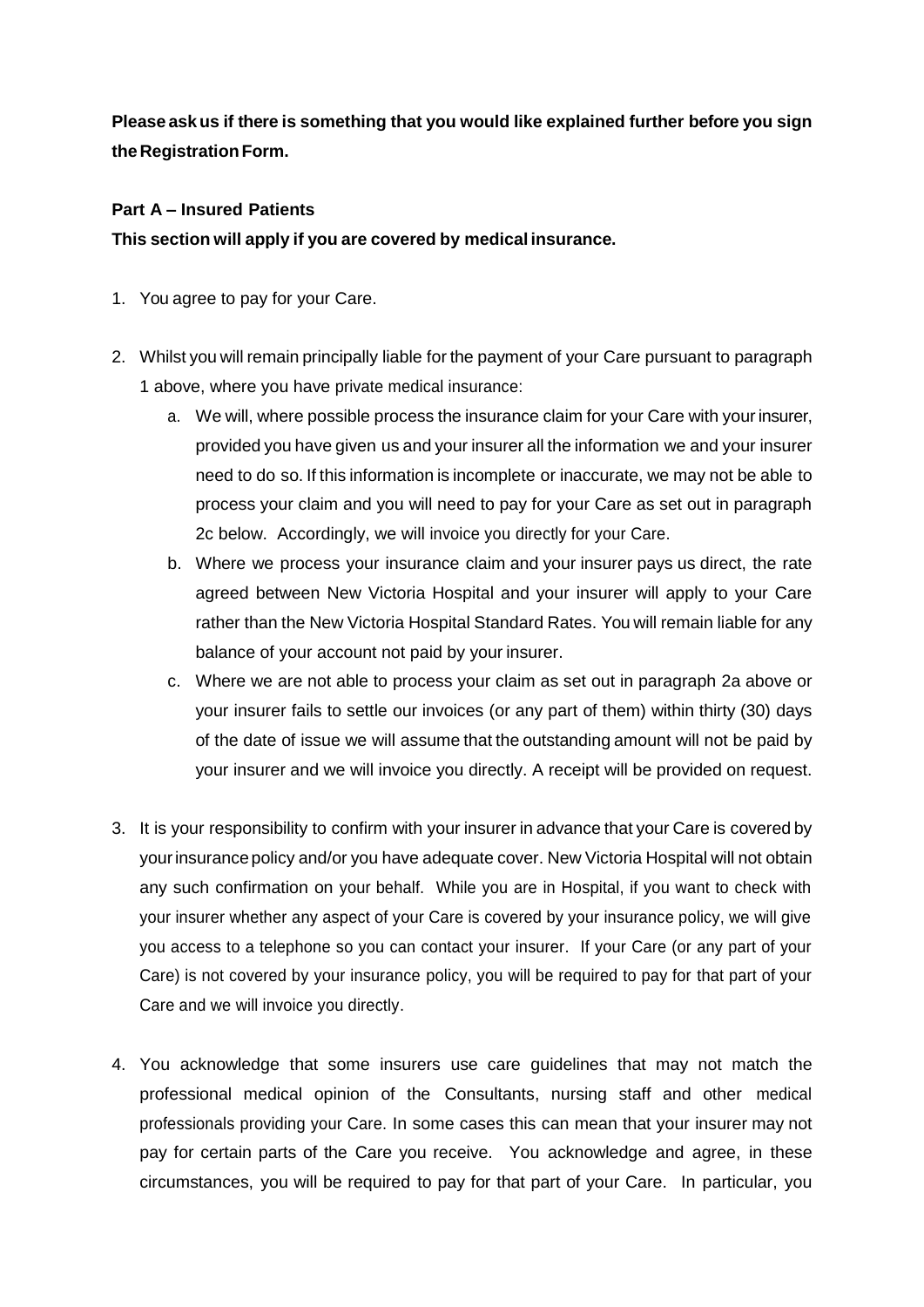**Please ask us if there is something that you would like explained further before you sign the Registration Form.**

**Part A – Insured Patients**

**This section will apply if you are covered by medical insurance.**

1. You agree to pay for your Care.

2. Whilst you will remain principally liable for the payment of your Care pursuant to paragraph 1 above, where you have private medical insurance:
   a. We will, where possible process the insurance claim for your Care with your insurer, provided you have given us and your insurer all the information we and your insurer need to do so. If this information is incomplete or inaccurate, we may not be able to process your claim and you will need to pay for your Care as set out in paragraph 2c below. Accordingly, we will invoice you directly for your Care.
   b. Where we process your insurance claim and your insurer pays us direct, the rate agreed between New Victoria Hospital and your insurer will apply to your Care rather than the New Victoria Hospital Standard Rates. You will remain liable for any balance of your account not paid by your insurer.
   c. Where we are not able to process your claim as set out in paragraph 2a above or your insurer fails to settle our invoices (or any part of them) within thirty (30) days of the date of issue we will assume that the outstanding amount will not be paid by your insurer and we will invoice you directly. A receipt will be provided on request.

3. It is your responsibility to confirm with your insurer in advance that your Care is covered by your insurance policy and/or you have adequate cover. New Victoria Hospital will not obtain any such confirmation on your behalf. While you are in Hospital, if you want to check with your insurer whether any aspect of your Care is covered by your insurance policy, we will give you access to a telephone so you can contact your insurer. If your Care (or any part of your Care) is not covered by your insurance policy, you will be required to pay for that part of your Care and we will invoice you directly.

4. You acknowledge that some insurers use care guidelines that may not match the professional medical opinion of the Consultants, nursing staff and other medical professionals providing your Care. In some cases this can mean that your insurer may not pay for certain parts of the Care you receive. You acknowledge and agree, in these circumstances, you will be required to pay for that part of your Care. In particular, you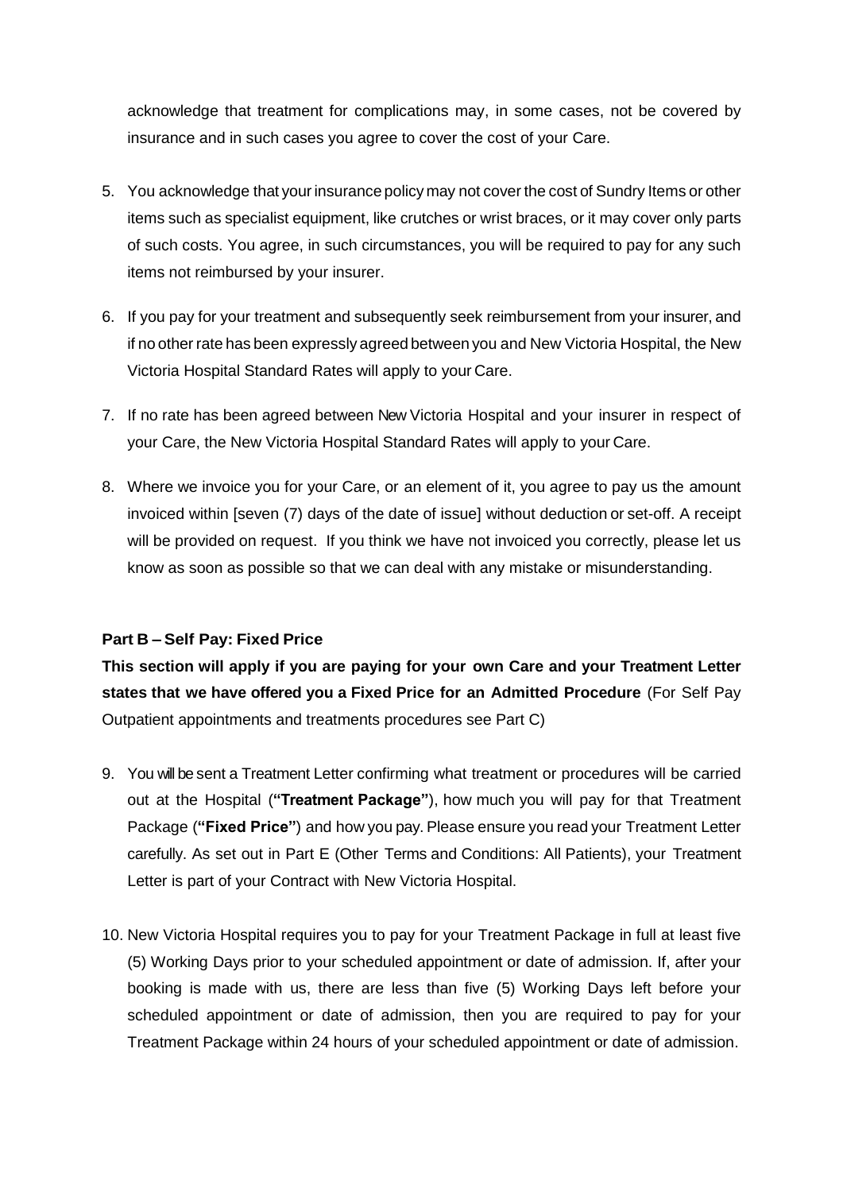acknowledge that treatment for complications may, in some cases, not be covered by insurance and in such cases you agree to cover the cost of your Care.

5. You acknowledge that your insurance policy may not cover the cost of Sundry Items or other items such as specialist equipment, like crutches or wrist braces, or it may cover only parts of such costs. You agree, in such circumstances, you will be required to pay for any such items not reimbursed by your insurer.

6. If you pay for your treatment and subsequently seek reimbursement from your insurer, and if no other rate has been expressly agreed between you and New Victoria Hospital, the New Victoria Hospital Standard Rates will apply to your Care.

7. If no rate has been agreed between New Victoria Hospital and your insurer in respect of your Care, the New Victoria Hospital Standard Rates will apply to your Care.

8. Where we invoice you for your Care, or an element of it, you agree to pay us the amount invoiced within [seven (7) days of the date of issue] without deduction or set-off. A receipt will be provided on request. If you think we have not invoiced you correctly, please let us know as soon as possible so that we can deal with any mistake or misunderstanding.

**Part B – Self Pay: Fixed Price**

**This section will apply if you are paying for your own Care and your Treatment Letter states that we have offered you a Fixed Price for an Admitted Procedure** (For Self Pay Outpatient appointments and treatments procedures see Part C)

9. You will be sent a Treatment Letter confirming what treatment or procedures will be carried out at the Hospital (**"Treatment Package"**), how much you will pay for that Treatment Package (**"Fixed Price"**) and how you pay. Please ensure you read your Treatment Letter carefully. As set out in Part E (Other Terms and Conditions: All Patients), your Treatment Letter is part of your Contract with New Victoria Hospital.

10. New Victoria Hospital requires you to pay for your Treatment Package in full at least five (5) Working Days prior to your scheduled appointment or date of admission. If, after your booking is made with us, there are less than five (5) Working Days left before your scheduled appointment or date of admission, then you are required to pay for your Treatment Package within 24 hours of your scheduled appointment or date of admission.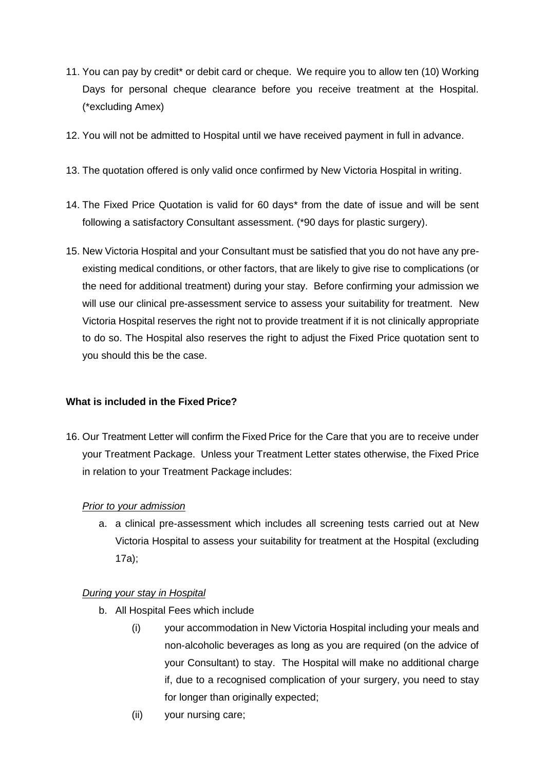11. You can pay by credit* or debit card or cheque. We require you to allow ten (10) Working Days for personal cheque clearance before you receive treatment at the Hospital. (*excluding Amex)

12. You will not be admitted to Hospital until we have received payment in full in advance.

13. The quotation offered is only valid once confirmed by New Victoria Hospital in writing.

14. The Fixed Price Quotation is valid for 60 days* from the date of issue and will be sent following a satisfactory Consultant assessment. (*90 days for plastic surgery).

15. New Victoria Hospital and your Consultant must be satisfied that you do not have any pre-existing medical conditions, or other factors, that are likely to give rise to complications (or the need for additional treatment) during your stay. Before confirming your admission we will use our clinical pre-assessment service to assess your suitability for treatment. New Victoria Hospital reserves the right not to provide treatment if it is not clinically appropriate to do so. The Hospital also reserves the right to adjust the Fixed Price quotation sent to you should this be the case.

**What is included in the Fixed Price?**

16. Our Treatment Letter will confirm the Fixed Price for the Care that you are to receive under your Treatment Package. Unless your Treatment Letter states otherwise, the Fixed Price in relation to your Treatment Package includes:

    *Prior to your admission*

    a. a clinical pre-assessment which includes all screening tests carried out at New Victoria Hospital to assess your suitability for treatment at the Hospital (excluding 17a);

    *During your stay in Hospital*

    b. All Hospital Fees which include

        (i) your accommodation in New Victoria Hospital including your meals and non-alcoholic beverages as long as you are required (on the advice of your Consultant) to stay. The Hospital will make no additional charge if, due to a recognised complication of your surgery, you need to stay for longer than originally expected;

        (ii) your nursing care;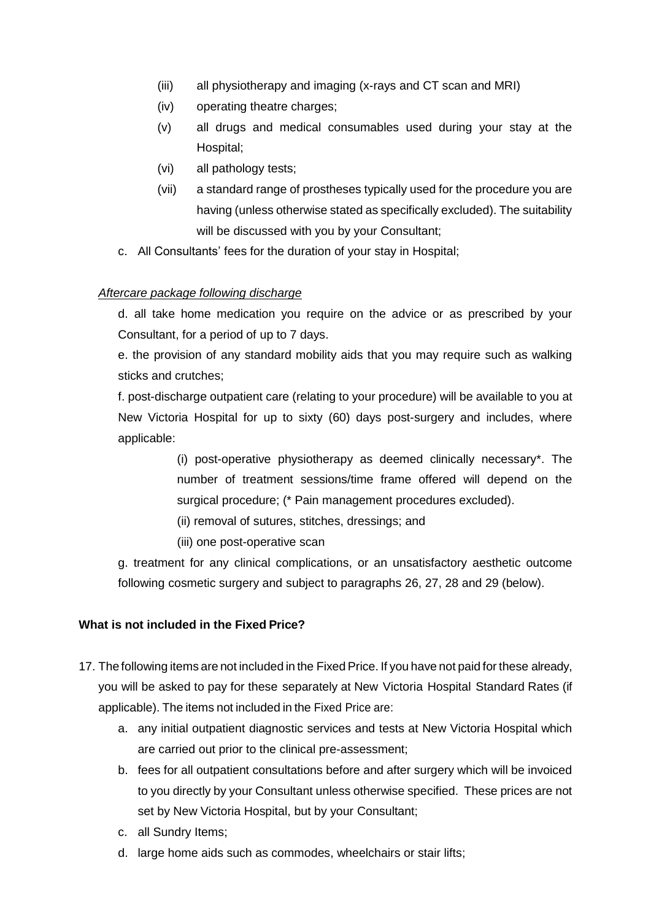(iii) all physiotherapy and imaging (x-rays and CT scan and MRI)

(iv) operating theatre charges;

(v) all drugs and medical consumables used during your stay at the Hospital;

(vi) all pathology tests;

(vii) a standard range of prostheses typically used for the procedure you are having (unless otherwise stated as specifically excluded). The suitability will be discussed with you by your Consultant;

c. All Consultants' fees for the duration of your stay in Hospital;

*Aftercare package following discharge*

d. all take home medication you require on the advice or as prescribed by your Consultant, for a period of up to 7 days.

e. the provision of any standard mobility aids that you may require such as walking sticks and crutches;

f. post-discharge outpatient care (relating to your procedure) will be available to you at New Victoria Hospital for up to sixty (60) days post-surgery and includes, where applicable:

(i) post-operative physiotherapy as deemed clinically necessary*. The number of treatment sessions/time frame offered will depend on the surgical procedure; (* Pain management procedures excluded).

(ii) removal of sutures, stitches, dressings; and

(iii) one post-operative scan

g. treatment for any clinical complications, or an unsatisfactory aesthetic outcome following cosmetic surgery and subject to paragraphs 26, 27, 28 and 29 (below).

**What is not included in the Fixed Price?**

17. The following items are not included in the Fixed Price. If you have not paid for these already, you will be asked to pay for these separately at New Victoria Hospital Standard Rates (if applicable). The items not included in the Fixed Price are:

    a. any initial outpatient diagnostic services and tests at New Victoria Hospital which are carried out prior to the clinical pre-assessment;

    b. fees for all outpatient consultations before and after surgery which will be invoiced to you directly by your Consultant unless otherwise specified. These prices are not set by New Victoria Hospital, but by your Consultant;

    c. all Sundry Items;

    d. large home aids such as commodes, wheelchairs or stair lifts;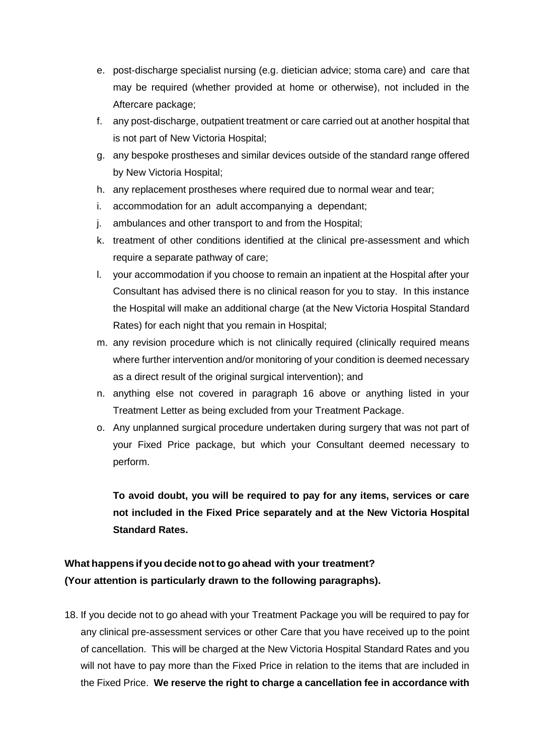e. post-discharge specialist nursing (e.g. dietician advice; stoma care) and care that may be required (whether provided at home or otherwise), not included in the Aftercare package;
f. any post-discharge, outpatient treatment or care carried out at another hospital that is not part of New Victoria Hospital;
g. any bespoke prostheses and similar devices outside of the standard range offered by New Victoria Hospital;
h. any replacement prostheses where required due to normal wear and tear;
i. accommodation for an adult accompanying a dependant;
j. ambulances and other transport to and from the Hospital;
k. treatment of other conditions identified at the clinical pre-assessment and which require a separate pathway of care;
l. your accommodation if you choose to remain an inpatient at the Hospital after your Consultant has advised there is no clinical reason for you to stay. In this instance the Hospital will make an additional charge (at the New Victoria Hospital Standard Rates) for each night that you remain in Hospital;
m. any revision procedure which is not clinically required (clinically required means where further intervention and/or monitoring of your condition is deemed necessary as a direct result of the original surgical intervention); and
n. anything else not covered in paragraph 16 above or anything listed in your Treatment Letter as being excluded from your Treatment Package.
o. Any unplanned surgical procedure undertaken during surgery that was not part of your Fixed Price package, but which your Consultant deemed necessary to perform.

**To avoid doubt, you will be required to pay for any items, services or care not included in the Fixed Price separately and at the New Victoria Hospital Standard Rates.**

**What happens if you decide not to go ahead with your treatment?**
**(Your attention is particularly drawn to the following paragraphs).**

18. If you decide not to go ahead with your Treatment Package you will be required to pay for any clinical pre-assessment services or other Care that you have received up to the point of cancellation. This will be charged at the New Victoria Hospital Standard Rates and you will not have to pay more than the Fixed Price in relation to the items that are included in the Fixed Price. **We reserve the right to charge a cancellation fee in accordance with**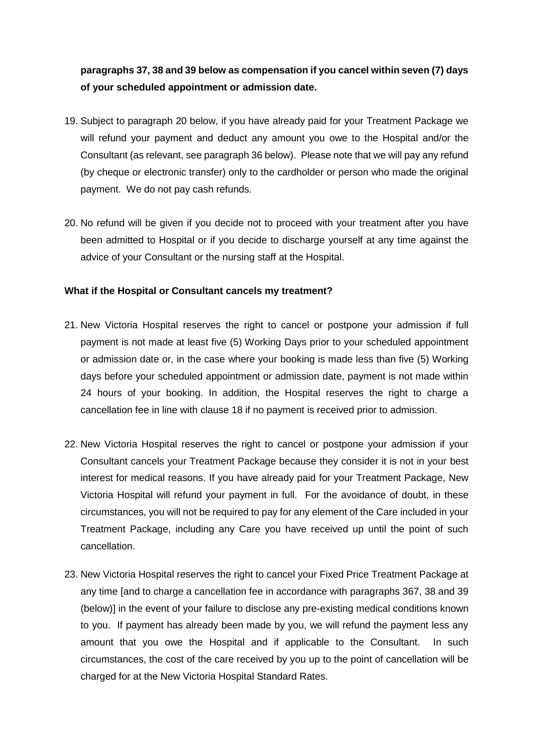**paragraphs 37, 38 and 39 below as compensation if you cancel within seven (7) days of your scheduled appointment or admission date.**

19. Subject to paragraph 20 below, if you have already paid for your Treatment Package we will refund your payment and deduct any amount you owe to the Hospital and/or the Consultant (as relevant, see paragraph 36 below). Please note that we will pay any refund (by cheque or electronic transfer) only to the cardholder or person who made the original payment. We do not pay cash refunds.

20. No refund will be given if you decide not to proceed with your treatment after you have been admitted to Hospital or if you decide to discharge yourself at any time against the advice of your Consultant or the nursing staff at the Hospital.

**What if the Hospital or Consultant cancels my treatment?**

21. New Victoria Hospital reserves the right to cancel or postpone your admission if full payment is not made at least five (5) Working Days prior to your scheduled appointment or admission date or, in the case where your booking is made less than five (5) Working days before your scheduled appointment or admission date, payment is not made within 24 hours of your booking. In addition, the Hospital reserves the right to charge a cancellation fee in line with clause 18 if no payment is received prior to admission.

22. New Victoria Hospital reserves the right to cancel or postpone your admission if your Consultant cancels your Treatment Package because they consider it is not in your best interest for medical reasons. If you have already paid for your Treatment Package, New Victoria Hospital will refund your payment in full. For the avoidance of doubt, in these circumstances, you will not be required to pay for any element of the Care included in your Treatment Package, including any Care you have received up until the point of such cancellation.

23. New Victoria Hospital reserves the right to cancel your Fixed Price Treatment Package at any time [and to charge a cancellation fee in accordance with paragraphs 367, 38 and 39 (below)] in the event of your failure to disclose any pre-existing medical conditions known to you. If payment has already been made by you, we will refund the payment less any amount that you owe the Hospital and if applicable to the Consultant. In such circumstances, the cost of the care received by you up to the point of cancellation will be charged for at the New Victoria Hospital Standard Rates.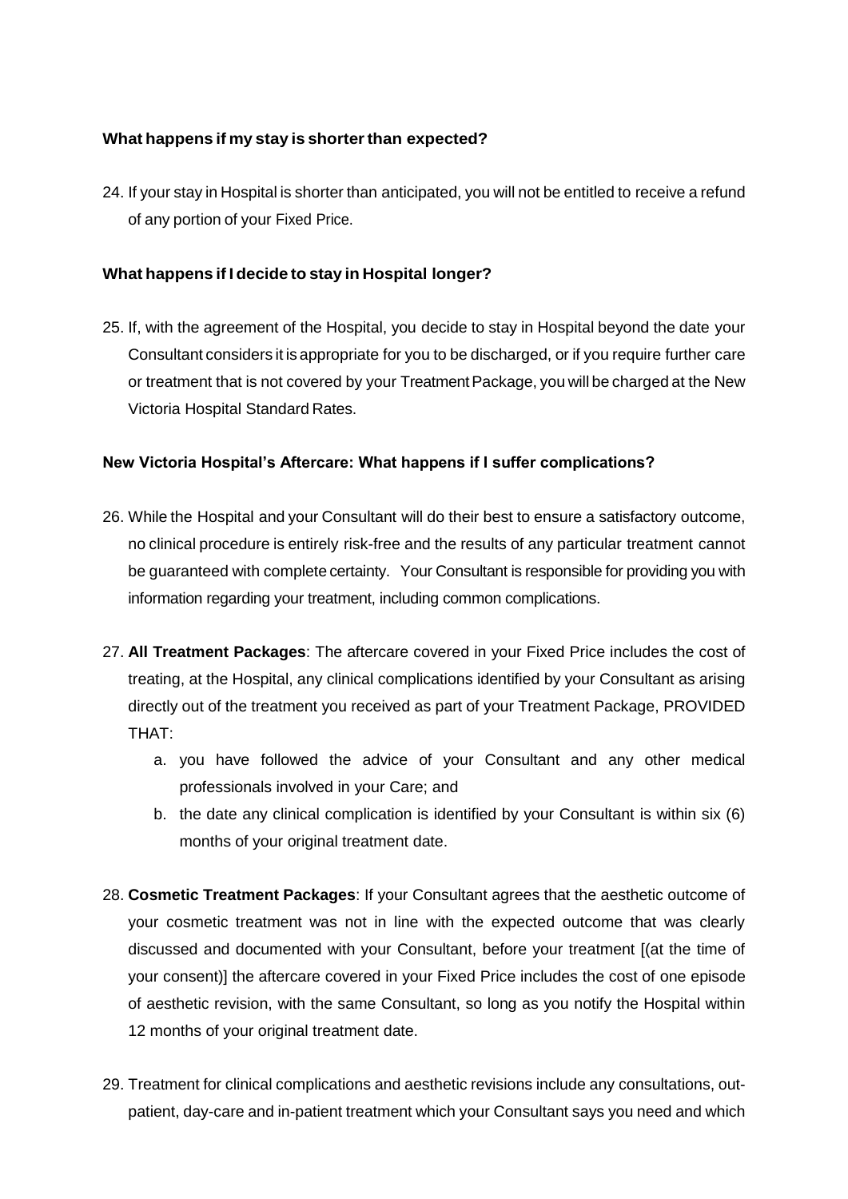**What happens if my stay is shorter than expected?**

24. If your stay in Hospital is shorter than anticipated, you will not be entitled to receive a refund of any portion of your Fixed Price.

**What happens if I decide to stay in Hospital longer?**

25. If, with the agreement of the Hospital, you decide to stay in Hospital beyond the date your Consultant considers it is appropriate for you to be discharged, or if you require further care or treatment that is not covered by your Treatment Package, you will be charged at the New Victoria Hospital Standard Rates.

**New Victoria Hospital's Aftercare: What happens if I suffer complications?**

26. While the Hospital and your Consultant will do their best to ensure a satisfactory outcome, no clinical procedure is entirely risk-free and the results of any particular treatment cannot be guaranteed with complete certainty. Your Consultant is responsible for providing you with information regarding your treatment, including common complications.

27. **All Treatment Packages**: The aftercare covered in your Fixed Price includes the cost of treating, at the Hospital, any clinical complications identified by your Consultant as arising directly out of the treatment you received as part of your Treatment Package, PROVIDED THAT:
    a. you have followed the advice of your Consultant and any other medical professionals involved in your Care; and
    b. the date any clinical complication is identified by your Consultant is within six (6) months of your original treatment date.

28. **Cosmetic Treatment Packages**: If your Consultant agrees that the aesthetic outcome of your cosmetic treatment was not in line with the expected outcome that was clearly discussed and documented with your Consultant, before your treatment [(at the time of your consent)] the aftercare covered in your Fixed Price includes the cost of one episode of aesthetic revision, with the same Consultant, so long as you notify the Hospital within 12 months of your original treatment date.

29. Treatment for clinical complications and aesthetic revisions include any consultations, out-patient, day-care and in-patient treatment which your Consultant says you need and which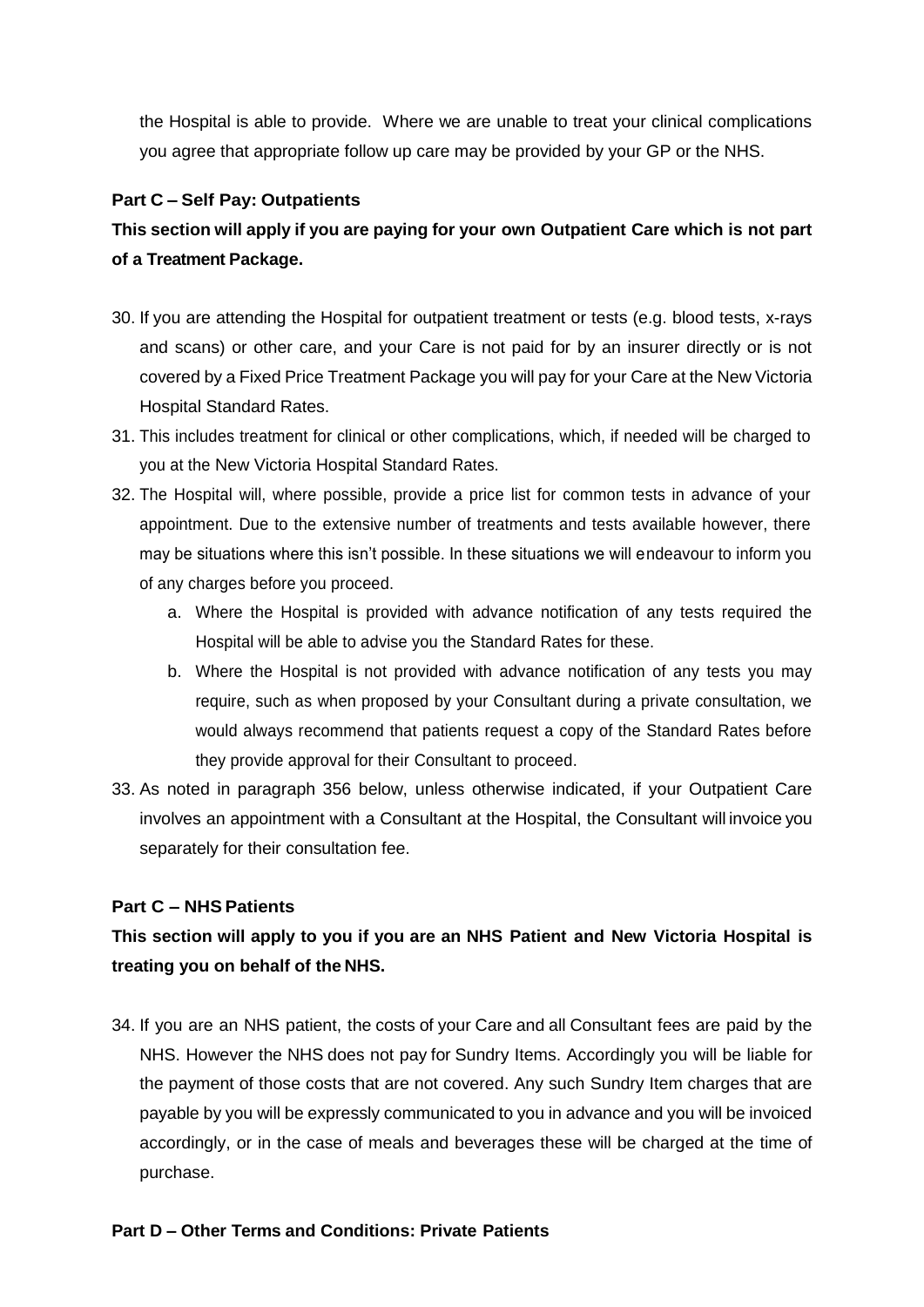the Hospital is able to provide. Where we are unable to treat your clinical complications you agree that appropriate follow up care may be provided by your GP or the NHS.

**Part C – Self Pay: Outpatients**

**This section will apply if you are paying for your own Outpatient Care which is not part of a Treatment Package.**

30. If you are attending the Hospital for outpatient treatment or tests (e.g. blood tests, x-rays and scans) or other care, and your Care is not paid for by an insurer directly or is not covered by a Fixed Price Treatment Package you will pay for your Care at the New Victoria Hospital Standard Rates.
31. This includes treatment for clinical or other complications, which, if needed will be charged to you at the New Victoria Hospital Standard Rates.
32. The Hospital will, where possible, provide a price list for common tests in advance of your appointment. Due to the extensive number of treatments and tests available however, there may be situations where this isn't possible. In these situations we will endeavour to inform you of any charges before you proceed.
    a. Where the Hospital is provided with advance notification of any tests required the Hospital will be able to advise you the Standard Rates for these.
    b. Where the Hospital is not provided with advance notification of any tests you may require, such as when proposed by your Consultant during a private consultation, we would always recommend that patients request a copy of the Standard Rates before they provide approval for their Consultant to proceed.
33. As noted in paragraph 356 below, unless otherwise indicated, if your Outpatient Care involves an appointment with a Consultant at the Hospital, the Consultant will invoice you separately for their consultation fee.

**Part C – NHS Patients**

**This section will apply to you if you are an NHS Patient and New Victoria Hospital is treating you on behalf of the NHS.**

34. If you are an NHS patient, the costs of your Care and all Consultant fees are paid by the NHS. However the NHS does not pay for Sundry Items. Accordingly you will be liable for the payment of those costs that are not covered. Any such Sundry Item charges that are payable by you will be expressly communicated to you in advance and you will be invoiced accordingly, or in the case of meals and beverages these will be charged at the time of purchase.

**Part D – Other Terms and Conditions: Private Patients**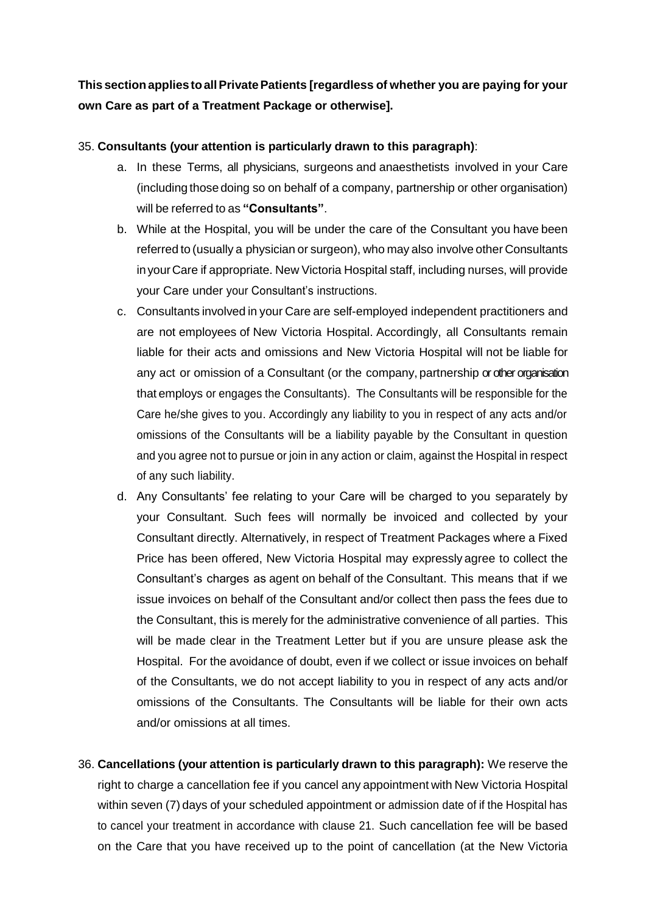**This section applies to all Private Patients [regardless of whether you are paying for your own Care as part of a Treatment Package or otherwise].**

35. **Consultants (your attention is particularly drawn to this paragraph)**:
    a. In these Terms, all physicians, surgeons and anaesthetists involved in your Care (including those doing so on behalf of a company, partnership or other organisation) will be referred to as **"Consultants"**.
    b. While at the Hospital, you will be under the care of the Consultant you have been referred to (usually a physician or surgeon), who may also involve other Consultants in your Care if appropriate. New Victoria Hospital staff, including nurses, will provide your Care under your Consultant's instructions.
    c. Consultants involved in your Care are self-employed independent practitioners and are not employees of New Victoria Hospital. Accordingly, all Consultants remain liable for their acts and omissions and New Victoria Hospital will not be liable for any act or omission of a Consultant (or the company, partnership or other organisation that employs or engages the Consultants). The Consultants will be responsible for the Care he/she gives to you. Accordingly any liability to you in respect of any acts and/or omissions of the Consultants will be a liability payable by the Consultant in question and you agree not to pursue or join in any action or claim, against the Hospital in respect of any such liability.
    d. Any Consultants' fee relating to your Care will be charged to you separately by your Consultant. Such fees will normally be invoiced and collected by your Consultant directly. Alternatively, in respect of Treatment Packages where a Fixed Price has been offered, New Victoria Hospital may expressly agree to collect the Consultant's charges as agent on behalf of the Consultant. This means that if we issue invoices on behalf of the Consultant and/or collect then pass the fees due to the Consultant, this is merely for the administrative convenience of all parties. This will be made clear in the Treatment Letter but if you are unsure please ask the Hospital. For the avoidance of doubt, even if we collect or issue invoices on behalf of the Consultants, we do not accept liability to you in respect of any acts and/or omissions of the Consultants. The Consultants will be liable for their own acts and/or omissions at all times.

36. **Cancellations (your attention is particularly drawn to this paragraph):** We reserve the right to charge a cancellation fee if you cancel any appointment with New Victoria Hospital within seven (7) days of your scheduled appointment or admission date of if the Hospital has to cancel your treatment in accordance with clause 21. Such cancellation fee will be based on the Care that you have received up to the point of cancellation (at the New Victoria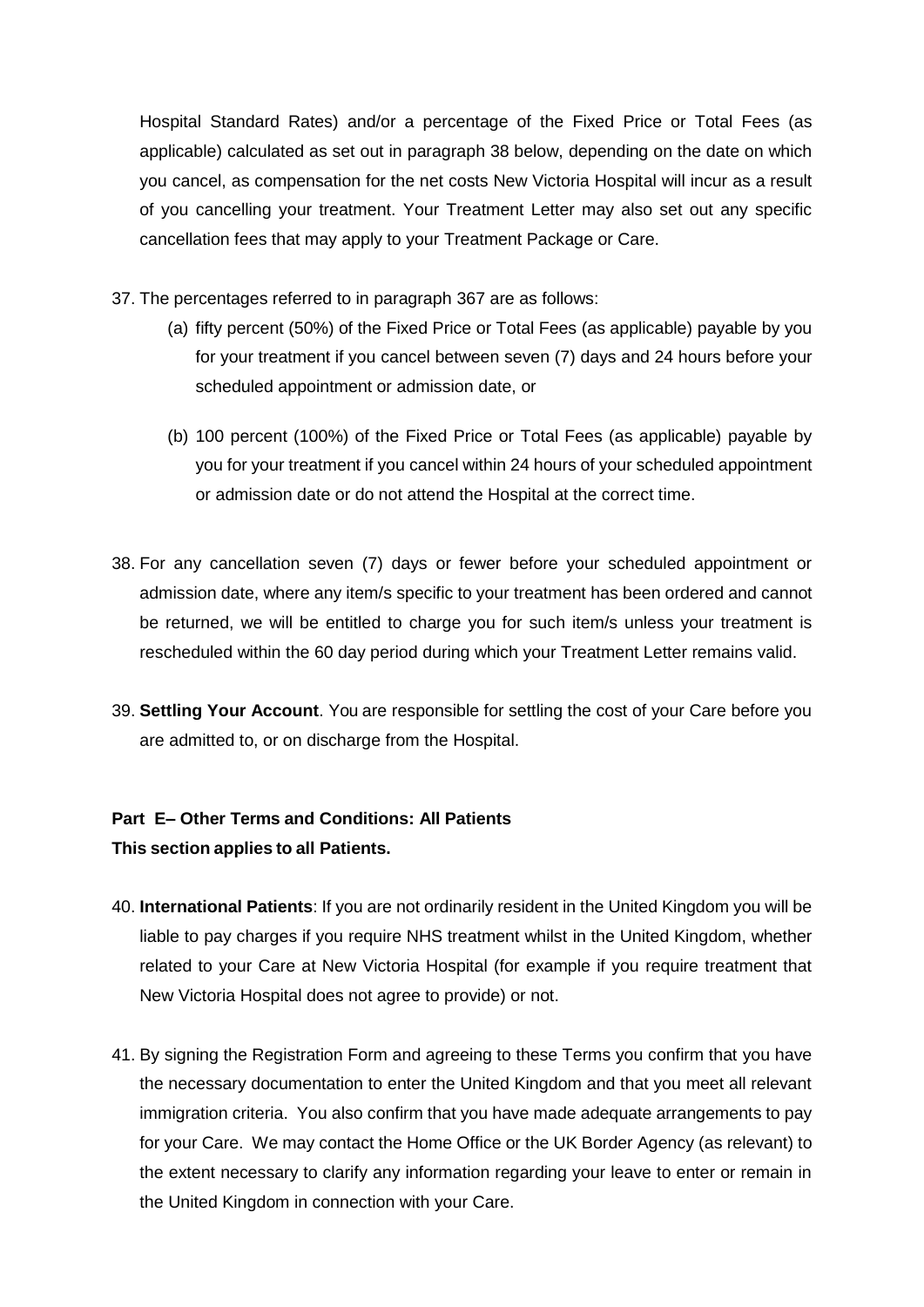Hospital Standard Rates) and/or a percentage of the Fixed Price or Total Fees (as applicable) calculated as set out in paragraph 38 below, depending on the date on which you cancel, as compensation for the net costs New Victoria Hospital will incur as a result of you cancelling your treatment. Your Treatment Letter may also set out any specific cancellation fees that may apply to your Treatment Package or Care.

37. The percentages referred to in paragraph 367 are as follows:
    (a) fifty percent (50%) of the Fixed Price or Total Fees (as applicable) payable by you for your treatment if you cancel between seven (7) days and 24 hours before your scheduled appointment or admission date, or

    (b) 100 percent (100%) of the Fixed Price or Total Fees (as applicable) payable by you for your treatment if you cancel within 24 hours of your scheduled appointment or admission date or do not attend the Hospital at the correct time.

38. For any cancellation seven (7) days or fewer before your scheduled appointment or admission date, where any item/s specific to your treatment has been ordered and cannot be returned, we will be entitled to charge you for such item/s unless your treatment is rescheduled within the 60 day period during which your Treatment Letter remains valid.

39. **Settling Your Account**. You are responsible for settling the cost of your Care before you are admitted to, or on discharge from the Hospital.

**Part E– Other Terms and Conditions: All Patients**
**This section applies to all Patients.**

40. **International Patients**: If you are not ordinarily resident in the United Kingdom you will be liable to pay charges if you require NHS treatment whilst in the United Kingdom, whether related to your Care at New Victoria Hospital (for example if you require treatment that New Victoria Hospital does not agree to provide) or not.

41. By signing the Registration Form and agreeing to these Terms you confirm that you have the necessary documentation to enter the United Kingdom and that you meet all relevant immigration criteria. You also confirm that you have made adequate arrangements to pay for your Care. We may contact the Home Office or the UK Border Agency (as relevant) to the extent necessary to clarify any information regarding your leave to enter or remain in the United Kingdom in connection with your Care.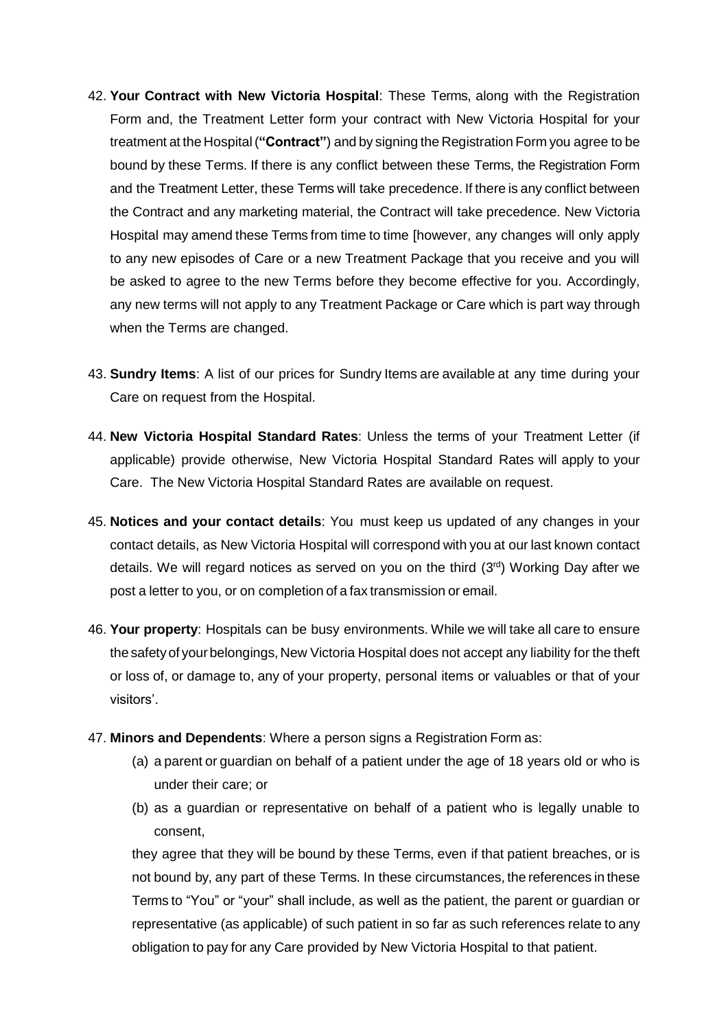42. **Your Contract with New Victoria Hospital**: These Terms, along with the Registration Form and, the Treatment Letter form your contract with New Victoria Hospital for your treatment at the Hospital (**"Contract"**) and by signing the Registration Form you agree to be bound by these Terms. If there is any conflict between these Terms, the Registration Form and the Treatment Letter, these Terms will take precedence. If there is any conflict between the Contract and any marketing material, the Contract will take precedence. New Victoria Hospital may amend these Terms from time to time [however, any changes will only apply to any new episodes of Care or a new Treatment Package that you receive and you will be asked to agree to the new Terms before they become effective for you. Accordingly, any new terms will not apply to any Treatment Package or Care which is part way through when the Terms are changed.

43. **Sundry Items**: A list of our prices for Sundry Items are available at any time during your Care on request from the Hospital.

44. **New Victoria Hospital Standard Rates**: Unless the terms of your Treatment Letter (if applicable) provide otherwise, New Victoria Hospital Standard Rates will apply to your Care. The New Victoria Hospital Standard Rates are available on request.

45. **Notices and your contact details**: You must keep us updated of any changes in your contact details, as New Victoria Hospital will correspond with you at our last known contact details. We will regard notices as served on you on the third (3rd) Working Day after we post a letter to you, or on completion of a fax transmission or email.

46. **Your property**: Hospitals can be busy environments. While we will take all care to ensure the safety of your belongings, New Victoria Hospital does not accept any liability for the theft or loss of, or damage to, any of your property, personal items or valuables or that of your visitors'.

47. **Minors and Dependents**: Where a person signs a Registration Form as:
    (a) a parent or guardian on behalf of a patient under the age of 18 years old or who is under their care; or
    (b) as a guardian or representative on behalf of a patient who is legally unable to consent,

    they agree that they will be bound by these Terms, even if that patient breaches, or is not bound by, any part of these Terms. In these circumstances, the references in these Terms to "You" or "your" shall include, as well as the patient, the parent or guardian or representative (as applicable) of such patient in so far as such references relate to any obligation to pay for any Care provided by New Victoria Hospital to that patient.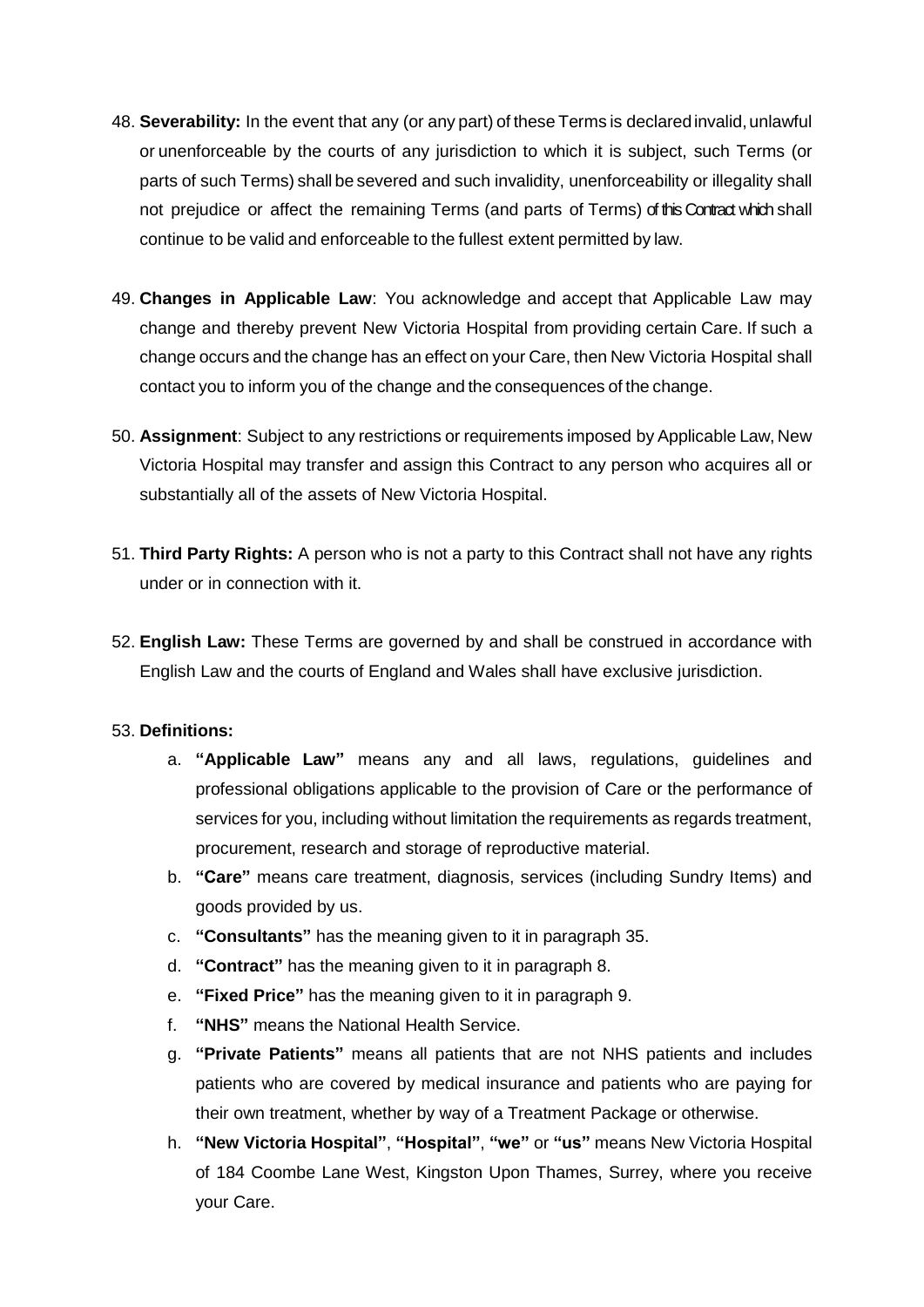48. **Severability:** In the event that any (or any part) of these Terms is declared invalid, unlawful or unenforceable by the courts of any jurisdiction to which it is subject, such Terms (or parts of such Terms) shall be severed and such invalidity, unenforceability or illegality shall not prejudice or affect the remaining Terms (and parts of Terms) of this Contract which shall continue to be valid and enforceable to the fullest extent permitted by law.

49. **Changes in Applicable Law**: You acknowledge and accept that Applicable Law may change and thereby prevent New Victoria Hospital from providing certain Care. If such a change occurs and the change has an effect on your Care, then New Victoria Hospital shall contact you to inform you of the change and the consequences of the change.

50. **Assignment**: Subject to any restrictions or requirements imposed by Applicable Law, New Victoria Hospital may transfer and assign this Contract to any person who acquires all or substantially all of the assets of New Victoria Hospital.

51. **Third Party Rights:** A person who is not a party to this Contract shall not have any rights under or in connection with it.

52. **English Law:** These Terms are governed by and shall be construed in accordance with English Law and the courts of England and Wales shall have exclusive jurisdiction.

53. **Definitions:**
    a. **"Applicable Law"** means any and all laws, regulations, guidelines and professional obligations applicable to the provision of Care or the performance of services for you, including without limitation the requirements as regards treatment, procurement, research and storage of reproductive material.
    b. **"Care"** means care treatment, diagnosis, services (including Sundry Items) and goods provided by us.
    c. **"Consultants"** has the meaning given to it in paragraph 35.
    d. **"Contract"** has the meaning given to it in paragraph 8.
    e. **"Fixed Price"** has the meaning given to it in paragraph 9.
    f. **"NHS"** means the National Health Service.
    g. **"Private Patients"** means all patients that are not NHS patients and includes patients who are covered by medical insurance and patients who are paying for their own treatment, whether by way of a Treatment Package or otherwise.
    h. **"New Victoria Hospital"**, **"Hospital"**, **"we"** or **"us"** means New Victoria Hospital of 184 Coombe Lane West, Kingston Upon Thames, Surrey, where you receive your Care.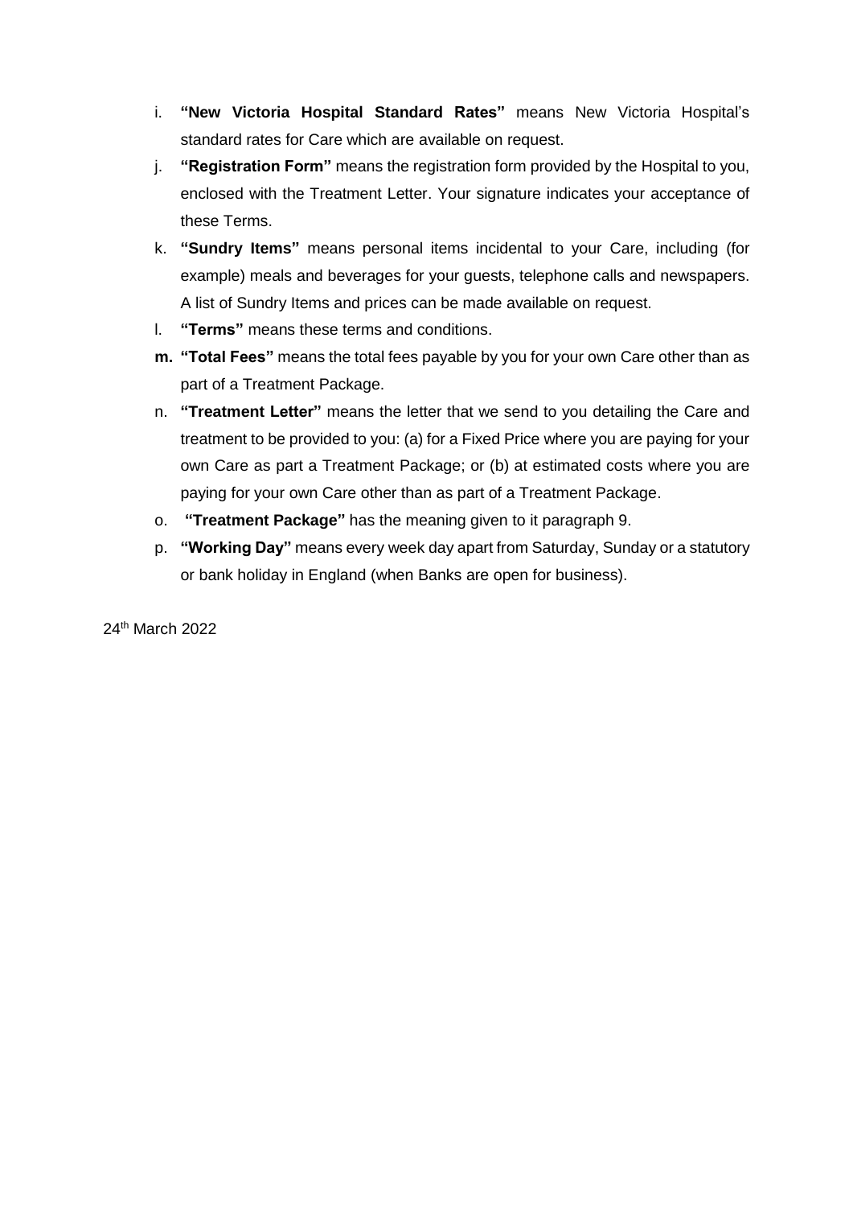i. **"New Victoria Hospital Standard Rates"** means New Victoria Hospital's standard rates for Care which are available on request.

j. **"Registration Form"** means the registration form provided by the Hospital to you, enclosed with the Treatment Letter. Your signature indicates your acceptance of these Terms.

k. **"Sundry Items"** means personal items incidental to your Care, including (for example) meals and beverages for your guests, telephone calls and newspapers. A list of Sundry Items and prices can be made available on request.

l. **"Terms"** means these terms and conditions.

**m.** **"Total Fees"** means the total fees payable by you for your own Care other than as part of a Treatment Package.

n. **"Treatment Letter"** means the letter that we send to you detailing the Care and treatment to be provided to you: (a) for a Fixed Price where you are paying for your own Care as part a Treatment Package; or (b) at estimated costs where you are paying for your own Care other than as part of a Treatment Package.

o. **"Treatment Package"** has the meaning given to it paragraph 9.

p. **"Working Day"** means every week day apart from Saturday, Sunday or a statutory or bank holiday in England (when Banks are open for business).

24th March 2022